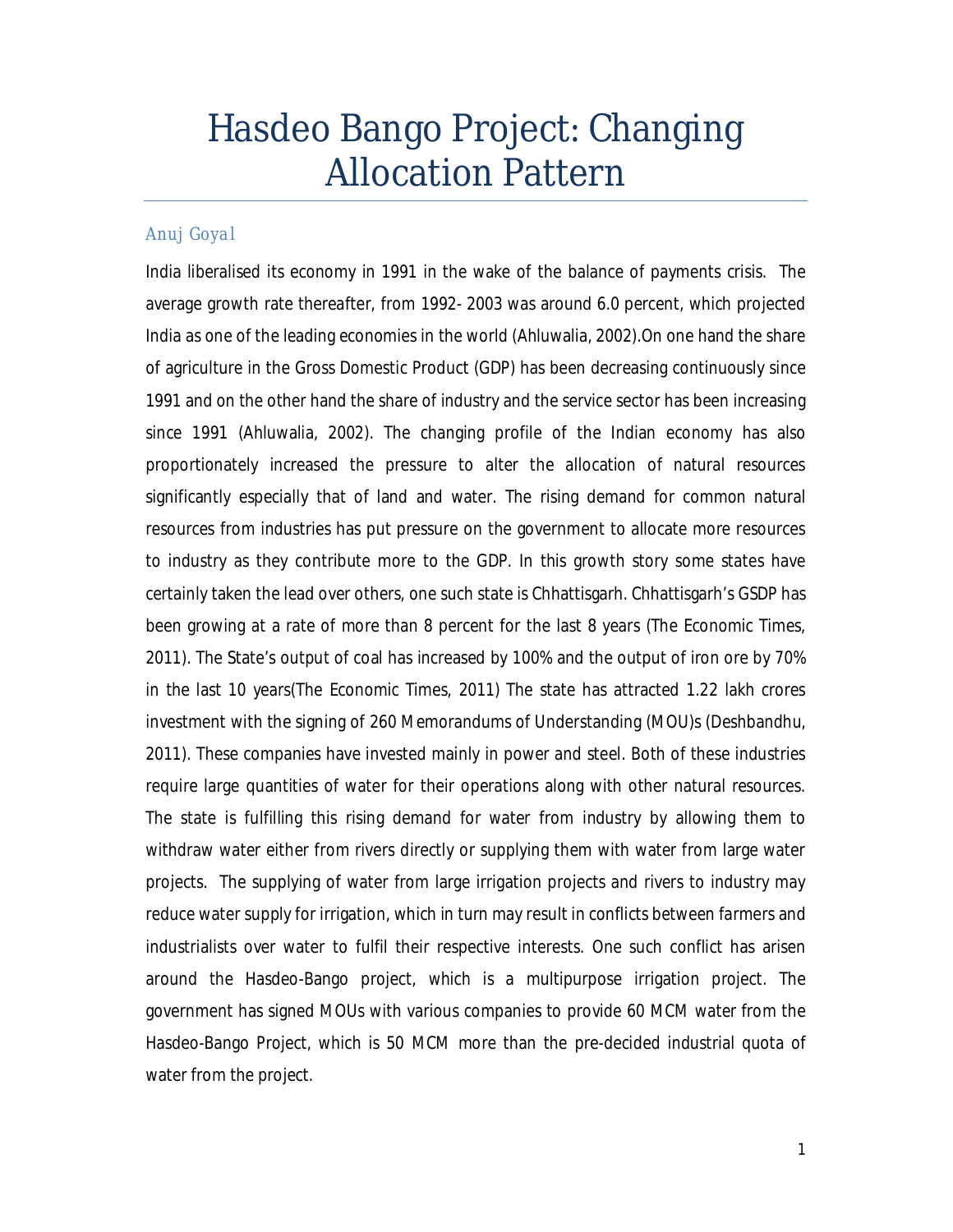# Hasdeo Bango Project: Changing Allocation Pattern

*Anuj Goyal*

India liberalised its economy in 1991 in the wake of the balance of payments crisis. The average growth rate thereafter, from 1992- 2003 was around 6.0 percent, which projected India as one of the leading economies in the world (Ahluwalia, 2002).On one hand the share of agriculture in the Gross Domestic Product (GDP) has been decreasing continuously since 1991 and on the other hand the share of industry and the service sector has been increasing since 1991 (Ahluwalia, 2002). The changing profile of the Indian economy has also proportionately increased the pressure to alter the allocation of natural resources significantly especially that of land and water. The rising demand for common natural resources from industries has put pressure on the government to allocate more resources to industry as they contribute more to the GDP. In this growth story some states have certainly taken the lead over others, one such state is Chhattisgarh. Chhattisgarh's GSDP has been growing at a rate of more than 8 percent for the last 8 years (The Economic Times, 2011). The State's output of coal has increased by 100% and the output of iron ore by 70% in the last 10 years(The Economic Times, 2011) The state has attracted 1.22 lakh crores investment with the signing of 260 Memorandums of Understanding (MOU)s (Deshbandhu, 2011). These companies have invested mainly in power and steel. Both of these industries require large quantities of water for their operations along with other natural resources. The state is fulfilling this rising demand for water from industry by allowing them to withdraw water either from rivers directly or supplying them with water from large water projects. The supplying of water from large irrigation projects and rivers to industry may reduce water supply for irrigation, which in turn may result in conflicts between farmers and industrialists over water to fulfil their respective interests. One such conflict has arisen around the Hasdeo-Bango project, which is a multipurpose irrigation project. The government has signed MOUs with various companies to provide 60 MCM water from the Hasdeo-Bango Project, which is 50 MCM more than the pre-decided industrial quota of water from the project.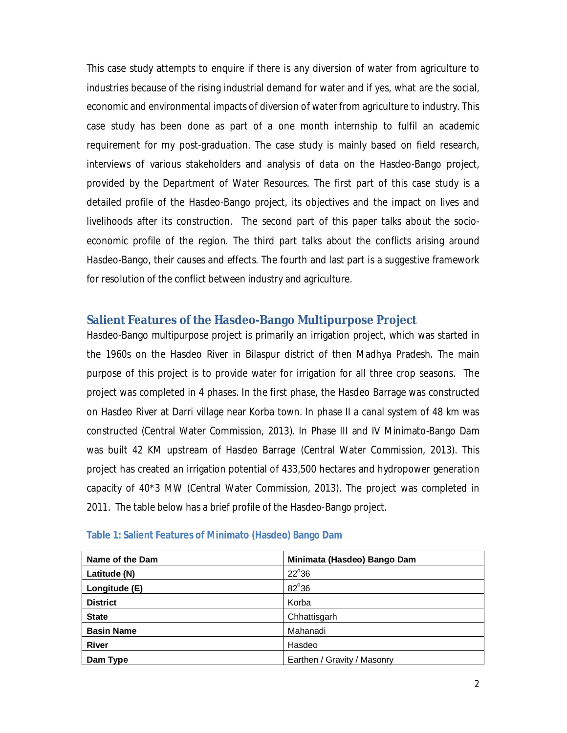This case study attempts to enquire if there is any diversion of water from agriculture to industries because of the rising industrial demand for water and if yes, what are the social, economic and environmental impacts of diversion of water from agriculture to industry. This case study has been done as part of a one month internship to fulfil an academic requirement for my post-graduation. The case study is mainly based on field research, interviews of various stakeholders and analysis of data on the Hasdeo-Bango project, provided by the Department of Water Resources. The first part of this case study is a detailed profile of the Hasdeo-Bango project, its objectives and the impact on lives and livelihoods after its construction. The second part of this paper talks about the socio-economic profile of the region. The third part talks about the conflicts arising around Hasdeo-Bango, their causes and effects. The fourth and last part is a suggestive framework for resolution of the conflict between industry and agriculture.

## Salient Features of the Hasdeo-Bango Multipurpose Project

Hasdeo-Bango multipurpose project is primarily an irrigation project, which was started in the 1960s on the Hasdeo River in Bilaspur district of then Madhya Pradesh. The main purpose of this project is to provide water for irrigation for all three crop seasons. The project was completed in 4 phases. In the first phase, the Hasdeo Barrage was constructed on Hasdeo River at Darri village near Korba town. In phase II a canal system of 48 km was constructed (Central Water Commission, 2013). In Phase III and IV Minimato-Bango Dam was built 42 KM upstream of Hasdeo Barrage (Central Water Commission, 2013). This project has created an irrigation potential of 433,500 hectares and hydropower generation capacity of 40*3 MW (Central Water Commission, 2013). The project was completed in 2011. The table below has a brief profile of the Hasdeo-Bango project.

**Table 1: Salient Features of Minimato (Hasdeo) Bango Dam**

| Name of the Dam | Minimata (Hasdeo) Bango Dam |
|---|---|
| **Latitude (N)** | 22°36 |
| **Longitude (E)** | 82°36 |
| **District** | Korba |
| **State** | Chhattisgarh |
| **Basin Name** | Mahanadi |
| **River** | Hasdeo |
| **Dam Type** | Earthen / Gravity / Masonry |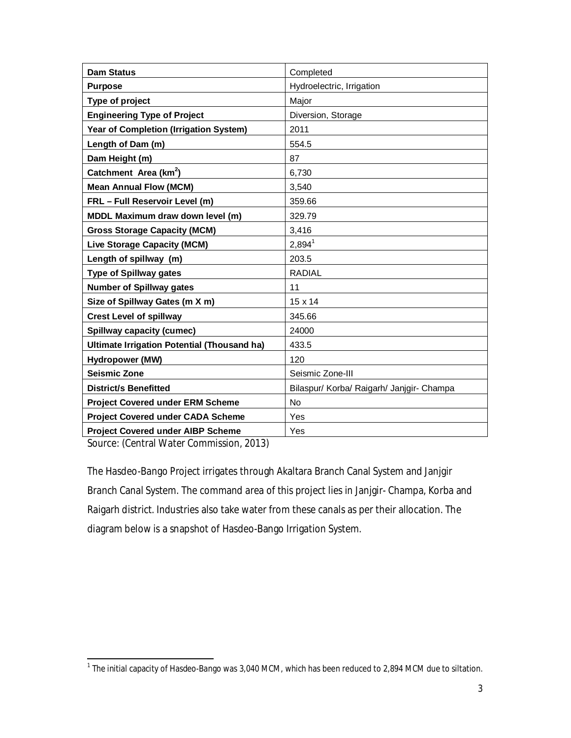| **Dam Status** | Completed |
|---|---|
| **Purpose** | Hydroelectric, Irrigation |
| **Type of project** | Major |
| **Engineering Type of Project** | Diversion, Storage |
| **Year of Completion (Irrigation System)** | 2011 |
| **Length of Dam (m)** | 554.5 |
| **Dam Height (m)** | 87 |
| **Catchment Area (km$^2$)** | 6,730 |
| **Mean Annual Flow (MCM)** | 3,540 |
| **FRL – Full Reservoir Level (m)** | 359.66 |
| **MDDL Maximum draw down level (m)** | 329.79 |
| **Gross Storage Capacity (MCM)** | 3,416 |
| **Live Storage Capacity (MCM)** | 2,894[1] |
| **Length of spillway (m)** | 203.5 |
| **Type of Spillway gates** | RADIAL |
| **Number of Spillway gates** | 11 |
| **Size of Spillway Gates (m X m)** | 15 x 14 |
| **Crest Level of spillway** | 345.66 |
| **Spillway capacity (cumec)** | 24000 |
| **Ultimate Irrigation Potential (Thousand ha)** | 433.5 |
| **Hydropower (MW)** | 120 |
| **Seismic Zone** | Seismic Zone-III |
| **District/s Benefitted** | Bilaspur/ Korba/ Raigarh/ Janjgir- Champa |
| **Project Covered under ERM Scheme** | No |
| **Project Covered under CADA Scheme** | Yes |
| **Project Covered under AIBP Scheme** | Yes |

Source: (Central Water Commission, 2013)

The Hasdeo-Bango Project irrigates through Akaltara Branch Canal System and Janjgir Branch Canal System. The command area of this project lies in Janjgir- Champa, Korba and Raigarh district. Industries also take water from these canals as per their allocation. The diagram below is a snapshot of Hasdeo-Bango Irrigation System.

[1] The initial capacity of Hasdeo-Bango was 3,040 MCM, which has been reduced to 2,894 MCM due to siltation.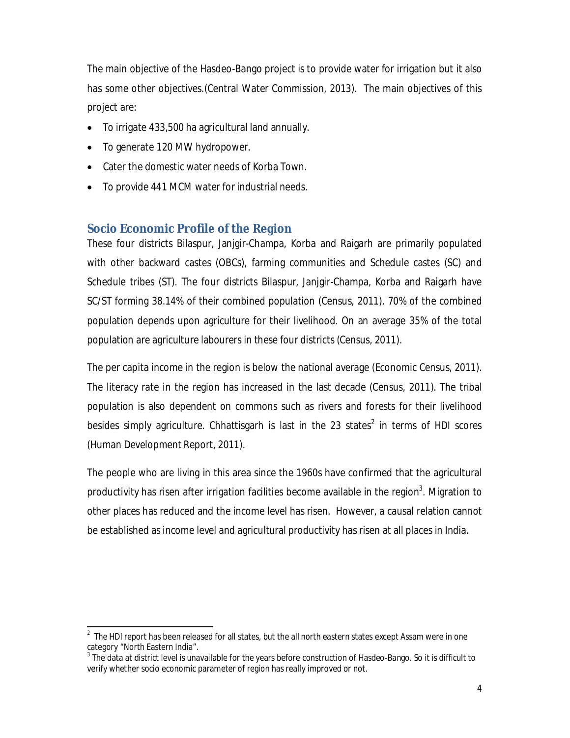The main objective of the Hasdeo-Bango project is to provide water for irrigation but it also has some other objectives.(Central Water Commission, 2013). The main objectives of this project are:

- To irrigate 433,500 ha agricultural land annually.
- To generate 120 MW hydropower.
- Cater the domestic water needs of Korba Town.
- To provide 441 MCM water for industrial needs.

## Socio Economic Profile of the Region

These four districts Bilaspur, Janjgir-Champa, Korba and Raigarh are primarily populated with other backward castes (OBCs), farming communities and Schedule castes (SC) and Schedule tribes (ST). The four districts Bilaspur, Janjgir-Champa, Korba and Raigarh have SC/ST forming 38.14% of their combined population (Census, 2011). 70% of the combined population depends upon agriculture for their livelihood. On an average 35% of the total population are agriculture labourers in these four districts (Census, 2011).

The per capita income in the region is below the national average (Economic Census, 2011). The literacy rate in the region has increased in the last decade (Census, 2011). The tribal population is also dependent on commons such as rivers and forests for their livelihood besides simply agriculture. Chhattisgarh is last in the 23 states[2] in terms of HDI scores (Human Development Report, 2011).

The people who are living in this area since the 1960s have confirmed that the agricultural productivity has risen after irrigation facilities become available in the region[3]. Migration to other places has reduced and the income level has risen. However, a causal relation cannot be established as income level and agricultural productivity has risen at all places in India.

---

[2] The HDI report has been released for all states, but the all north eastern states except Assam were in one category "North Eastern India".

[3] The data at district level is unavailable for the years before construction of Hasdeo-Bango. So it is difficult to verify whether socio economic parameter of region has really improved or not.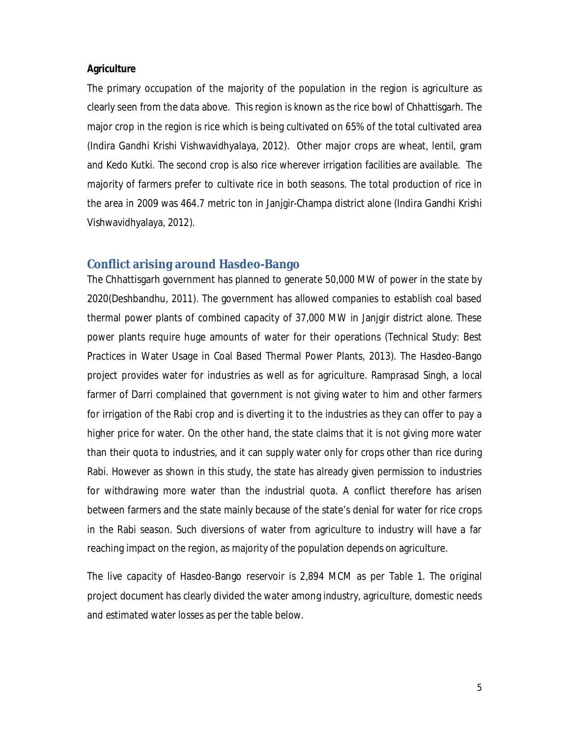**Agriculture**

The primary occupation of the majority of the population in the region is agriculture as clearly seen from the data above. This region is known as the rice bowl of Chhattisgarh. The major crop in the region is rice which is being cultivated on 65% of the total cultivated area (Indira Gandhi Krishi Vishwavidhyalaya, 2012). Other major crops are wheat, lentil, gram and Kedo Kutki. The second crop is also rice wherever irrigation facilities are available. The majority of farmers prefer to cultivate rice in both seasons. The total production of rice in the area in 2009 was 464.7 metric ton in Janjgir-Champa district alone (Indira Gandhi Krishi Vishwavidhyalaya, 2012).

## Conflict arising around Hasdeo-Bango

The Chhattisgarh government has planned to generate 50,000 MW of power in the state by 2020(Deshbandhu, 2011). The government has allowed companies to establish coal based thermal power plants of combined capacity of 37,000 MW in Janjgir district alone. These power plants require huge amounts of water for their operations (Technical Study: Best Practices in Water Usage in Coal Based Thermal Power Plants, 2013). The Hasdeo-Bango project provides water for industries as well as for agriculture. Ramprasad Singh, a local farmer of Darri complained that government is not giving water to him and other farmers for irrigation of the Rabi crop and is diverting it to the industries as they can offer to pay a higher price for water. On the other hand, the state claims that it is not giving more water than their quota to industries, and it can supply water only for crops other than rice during Rabi. However as shown in this study, the state has already given permission to industries for withdrawing more water than the industrial quota. A conflict therefore has arisen between farmers and the state mainly because of the state's denial for water for rice crops in the Rabi season. Such diversions of water from agriculture to industry will have a far reaching impact on the region, as majority of the population depends on agriculture.

The live capacity of Hasdeo-Bango reservoir is 2,894 MCM as per Table 1. The original project document has clearly divided the water among industry, agriculture, domestic needs and estimated water losses as per the table below.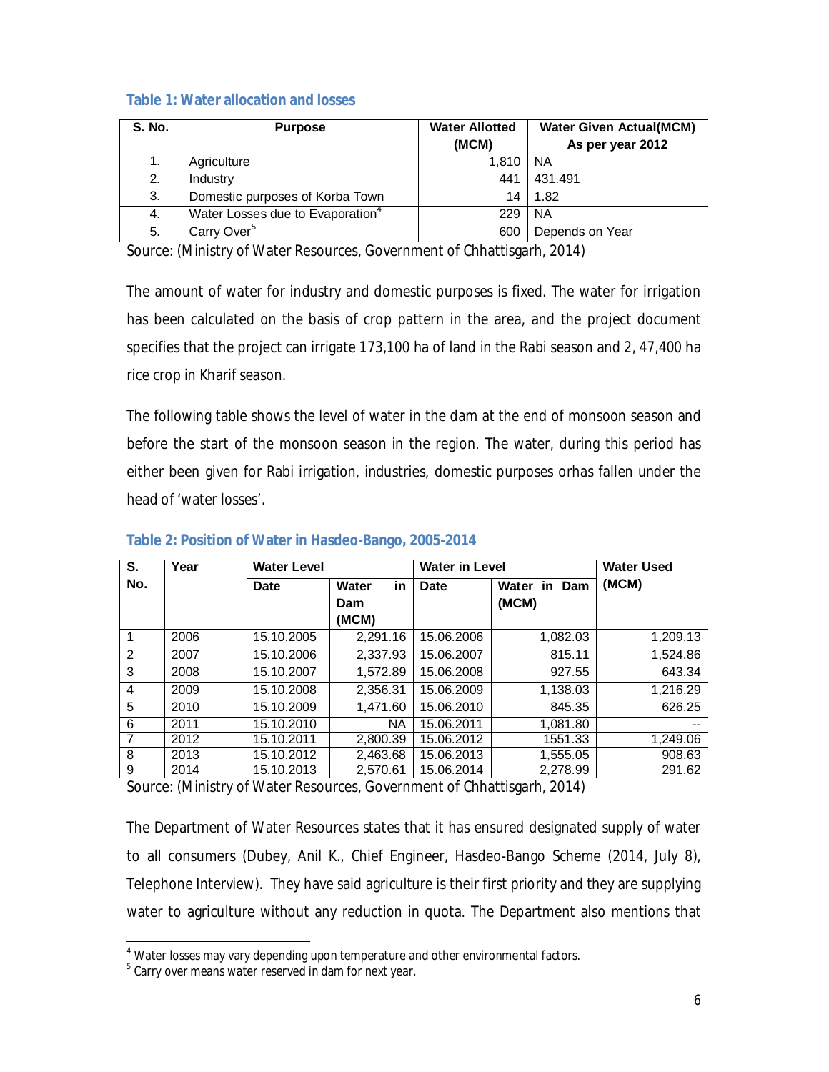### Table 1: Water allocation and losses

| S. No. | Purpose | Water Allotted (MCM) | Water Given Actual(MCM) As per year 2012 |
|---|---|---|---|
| 1. | Agriculture | 1,810 | NA |
| 2. | Industry | 441 | 431.491 |
| 3. | Domestic purposes of Korba Town | 14 | 1.82 |
| 4. | Water Losses due to Evaporation[4] | 229 | NA |
| 5. | Carry Over[5] | 600 | Depends on Year |

Source: (Ministry of Water Resources, Government of Chhattisgarh, 2014)

The amount of water for industry and domestic purposes is fixed. The water for irrigation has been calculated on the basis of crop pattern in the area, and the project document specifies that the project can irrigate 173,100 ha of land in the Rabi season and 2, 47,400 ha rice crop in Kharif season.

The following table shows the level of water in the dam at the end of monsoon season and before the start of the monsoon season in the region. The water, during this period has either been given for Rabi irrigation, industries, domestic purposes orhas fallen under the head of 'water losses'.

### Table 2: Position of Water in Hasdeo-Bango, 2005-2014

| S. No. | Year | Water Level | | Water in Level | | Water Used (MCM) |
|---|---|---|---|---|---|---|
| | | Date | Water in Dam (MCM) | Date | Water in Dam (MCM) | |
| 1 | 2006 | 15.10.2005 | 2,291.16 | 15.06.2006 | 1,082.03 | 1,209.13 |
| 2 | 2007 | 15.10.2006 | 2,337.93 | 15.06.2007 | 815.11 | 1,524.86 |
| 3 | 2008 | 15.10.2007 | 1,572.89 | 15.06.2008 | 927.55 | 643.34 |
| 4 | 2009 | 15.10.2008 | 2,356.31 | 15.06.2009 | 1,138.03 | 1,216.29 |
| 5 | 2010 | 15.10.2009 | 1,471.60 | 15.06.2010 | 845.35 | 626.25 |
| 6 | 2011 | 15.10.2010 | NA | 15.06.2011 | 1,081.80 | -- |
| 7 | 2012 | 15.10.2011 | 2,800.39 | 15.06.2012 | 1551.33 | 1,249.06 |
| 8 | 2013 | 15.10.2012 | 2,463.68 | 15.06.2013 | 1,555.05 | 908.63 |
| 9 | 2014 | 15.10.2013 | 2,570.61 | 15.06.2014 | 2,278.99 | 291.62 |

Source: (Ministry of Water Resources, Government of Chhattisgarh, 2014)

The Department of Water Resources states that it has ensured designated supply of water to all consumers (Dubey, Anil K., Chief Engineer, Hasdeo-Bango Scheme (2014, July 8), Telephone Interview). They have said agriculture is their first priority and they are supplying water to agriculture without any reduction in quota. The Department also mentions that

[4] Water losses may vary depending upon temperature and other environmental factors.

[5] Carry over means water reserved in dam for next year.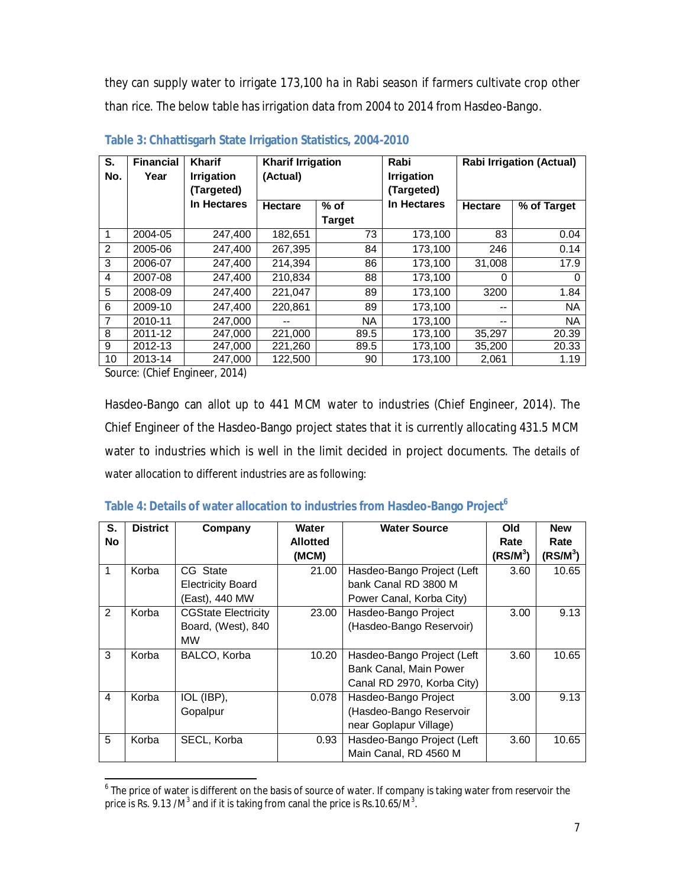they can supply water to irrigate 173,100 ha in Rabi season if farmers cultivate crop other than rice. The below table has irrigation data from 2004 to 2014 from Hasdeo-Bango.

**Table 3: Chhattisgarh State Irrigation Statistics, 2004-2010**

| S. No. | Financial Year | Kharif Irrigation (Targeted) | Kharif Irrigation (Actual) | | Rabi Irrigation (Targeted) | Rabi Irrigation (Actual) | |
|---|---|---|---|---|---|---|---|
| | | In Hectares | Hectare | % of Target | In Hectares | Hectare | % of Target |
| 1 | 2004-05 | 247,400 | 182,651 | 73 | 173,100 | 83 | 0.04 |
| 2 | 2005-06 | 247,400 | 267,395 | 84 | 173,100 | 246 | 0.14 |
| 3 | 2006-07 | 247,400 | 214,394 | 86 | 173,100 | 31,008 | 17.9 |
| 4 | 2007-08 | 247,400 | 210,834 | 88 | 173,100 | 0 | 0 |
| 5 | 2008-09 | 247,400 | 221,047 | 89 | 173,100 | 3200 | 1.84 |
| 6 | 2009-10 | 247,400 | 220,861 | 89 | 173,100 | -- | NA |
| 7 | 2010-11 | 247,000 | -- | NA | 173,100 | -- | NA |
| 8 | 2011-12 | 247,000 | 221,000 | 89.5 | 173,100 | 35,297 | 20.39 |
| 9 | 2012-13 | 247,000 | 221,260 | 89.5 | 173,100 | 35,200 | 20.33 |
| 10 | 2013-14 | 247,000 | 122,500 | 90 | 173,100 | 2,061 | 1.19 |

Source: (Chief Engineer, 2014)

Hasdeo-Bango can allot up to 441 MCM water to industries (Chief Engineer, 2014). The Chief Engineer of the Hasdeo-Bango project states that it is currently allocating 431.5 MCM water to industries which is well in the limit decided in project documents. The details of water allocation to different industries are as following:

**Table 4: Details of water allocation to industries from Hasdeo-Bango Project[6]**

| S. No | District | Company | Water Allotted (MCM) | Water Source | Old Rate (RS/M$^3$) | New Rate (RS/M$^3$) |
|---|---|---|---|---|---|---|
| 1 | Korba | CG State Electricity Board (East), 440 MW | 21.00 | Hasdeo-Bango Project (Left bank Canal RD 3800 M Power Canal, Korba City) | 3.60 | 10.65 |
| 2 | Korba | CGState Electricity Board, (West), 840 MW | 23.00 | Hasdeo-Bango Project (Hasdeo-Bango Reservoir) | 3.00 | 9.13 |
| 3 | Korba | BALCO, Korba | 10.20 | Hasdeo-Bango Project (Left Bank Canal, Main Power Canal RD 2970, Korba City) | 3.60 | 10.65 |
| 4 | Korba | IOL (IBP), Gopalpur | 0.078 | Hasdeo-Bango Project (Hasdeo-Bango Reservoir near Goplapur Village) | 3.00 | 9.13 |
| 5 | Korba | SECL, Korba | 0.93 | Hasdeo-Bango Project (Left Main Canal, RD 4560 M | 3.60 | 10.65 |

[6] The price of water is different on the basis of source of water. If company is taking water from reservoir the price is Rs. 9.13 /M$^3$ and if it is taking from canal the price is Rs.10.65/M$^3$.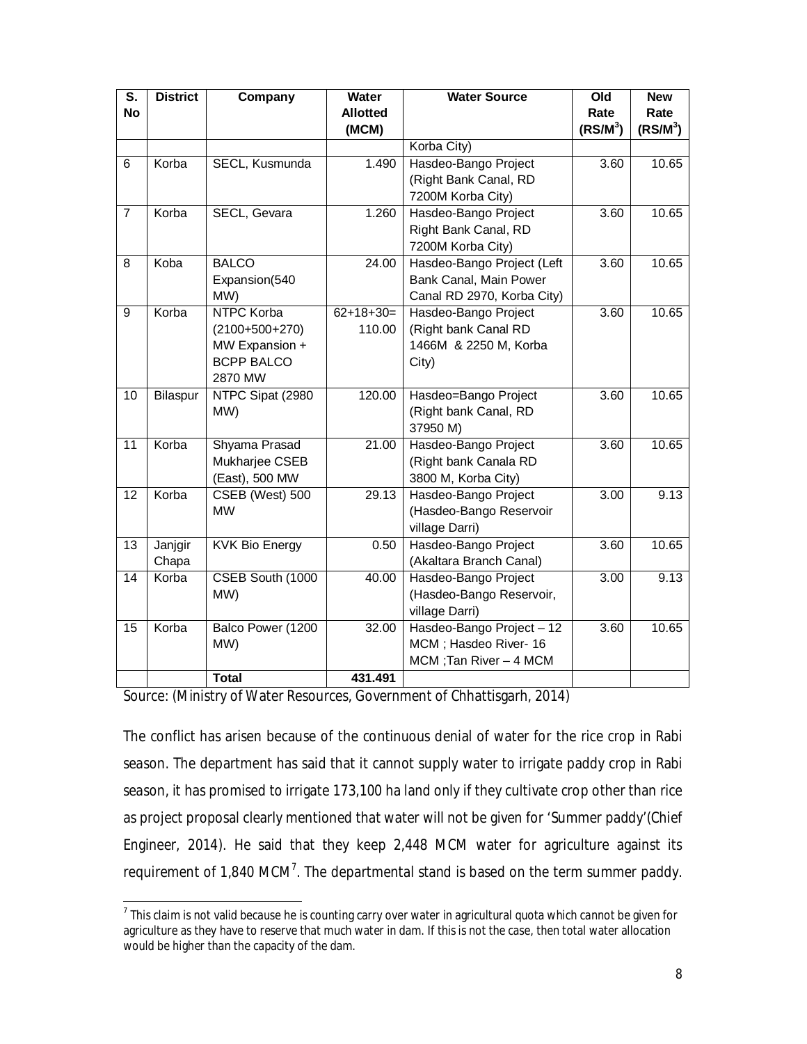| S. No | District | Company | Water Allotted (MCM) | Water Source | Old Rate (RS/$M^3$) | New Rate (RS/$M^3$) |
|---|---|---|---|---|---|---|
| | | | | Korba City) | | |
| 6 | Korba | SECL, Kusmunda | 1.490 | Hasdeo-Bango Project (Right Bank Canal, RD 7200M Korba City) | 3.60 | 10.65 |
| 7 | Korba | SECL, Gevara | 1.260 | Hasdeo-Bango Project Right Bank Canal, RD 7200M Korba City) | 3.60 | 10.65 |
| 8 | Koba | BALCO Expansion(540 MW) | 24.00 | Hasdeo-Bango Project (Left Bank Canal, Main Power Canal RD 2970, Korba City) | 3.60 | 10.65 |
| 9 | Korba | NTPC Korba (2100+500+270) MW Expansion + BCPP BALCO 2870 MW | 62+18+30= 110.00 | Hasdeo-Bango Project (Right bank Canal RD 1466M & 2250 M, Korba City) | 3.60 | 10.65 |
| 10 | Bilaspur | NTPC Sipat (2980 MW) | 120.00 | Hasdeo=Bango Project (Right bank Canal, RD 37950 M) | 3.60 | 10.65 |
| 11 | Korba | Shyama Prasad Mukharjee CSEB (East), 500 MW | 21.00 | Hasdeo-Bango Project (Right bank Canala RD 3800 M, Korba City) | 3.60 | 10.65 |
| 12 | Korba | CSEB (West) 500 MW | 29.13 | Hasdeo-Bango Project (Hasdeo-Bango Reservoir village Darri) | 3.00 | 9.13 |
| 13 | Janjgir Chapa | KVK Bio Energy | 0.50 | Hasdeo-Bango Project (Akaltara Branch Canal) | 3.60 | 10.65 |
| 14 | Korba | CSEB South (1000 MW) | 40.00 | Hasdeo-Bango Project (Hasdeo-Bango Reservoir, village Darri) | 3.00 | 9.13 |
| 15 | Korba | Balco Power (1200 MW) | 32.00 | Hasdeo-Bango Project – 12 MCM ; Hasdeo River- 16 MCM ;Tan River – 4 MCM | 3.60 | 10.65 |
| | | **Total** | **431.491** | | | |

Source: (Ministry of Water Resources, Government of Chhattisgarh, 2014)

The conflict has arisen because of the continuous denial of water for the rice crop in Rabi season. The department has said that it cannot supply water to irrigate paddy crop in Rabi season, it has promised to irrigate 173,100 ha land only if they cultivate crop other than rice as project proposal clearly mentioned that water will not be given for 'Summer paddy'(Chief Engineer, 2014). He said that they keep 2,448 MCM water for agriculture against its requirement of 1,840 MCM[7]. The departmental stand is based on the term summer paddy.

[7] This claim is not valid because he is counting carry over water in agricultural quota which cannot be given for agriculture as they have to reserve that much water in dam. If this is not the case, then total water allocation would be higher than the capacity of the dam.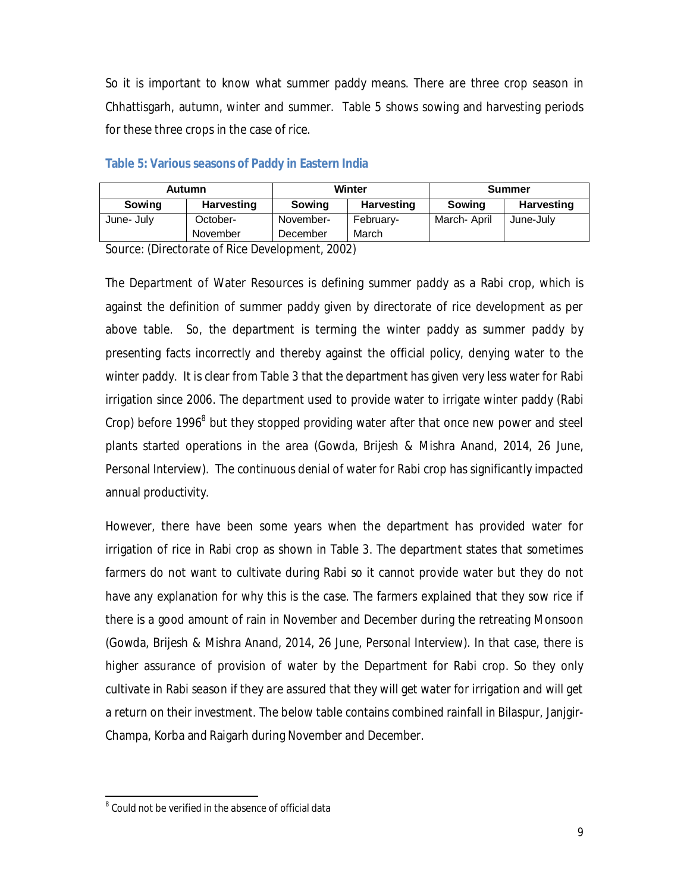So it is important to know what summer paddy means. There are three crop season in Chhattisgarh, autumn, winter and summer. Table 5 shows sowing and harvesting periods for these three crops in the case of rice.

**Table 5: Various seasons of Paddy in Eastern India**

| Autumn | | Winter | | Summer | |
|---|---|---|---|---|---|
| **Sowing** | **Harvesting** | **Sowing** | **Harvesting** | **Sowing** | **Harvesting** |
| June- July | October-November | November-December | February-March | March- April | June-July |

Source: (Directorate of Rice Development, 2002)

The Department of Water Resources is defining summer paddy as a Rabi crop, which is against the definition of summer paddy given by directorate of rice development as per above table. So, the department is terming the winter paddy as summer paddy by presenting facts incorrectly and thereby against the official policy, denying water to the winter paddy. It is clear from Table 3 that the department has given very less water for Rabi irrigation since 2006. The department used to provide water to irrigate winter paddy (Rabi Crop) before 1996[8] but they stopped providing water after that once new power and steel plants started operations in the area (Gowda, Brijesh & Mishra Anand, 2014, 26 June, Personal Interview). The continuous denial of water for Rabi crop has significantly impacted annual productivity.

However, there have been some years when the department has provided water for irrigation of rice in Rabi crop as shown in Table 3. The department states that sometimes farmers do not want to cultivate during Rabi so it cannot provide water but they do not have any explanation for why this is the case. The farmers explained that they sow rice if there is a good amount of rain in November and December during the retreating Monsoon (Gowda, Brijesh & Mishra Anand, 2014, 26 June, Personal Interview). In that case, there is higher assurance of provision of water by the Department for Rabi crop. So they only cultivate in Rabi season if they are assured that they will get water for irrigation and will get a return on their investment. The below table contains combined rainfall in Bilaspur, Janjgir-Champa, Korba and Raigarh during November and December.

---

[8] Could not be verified in the absence of official data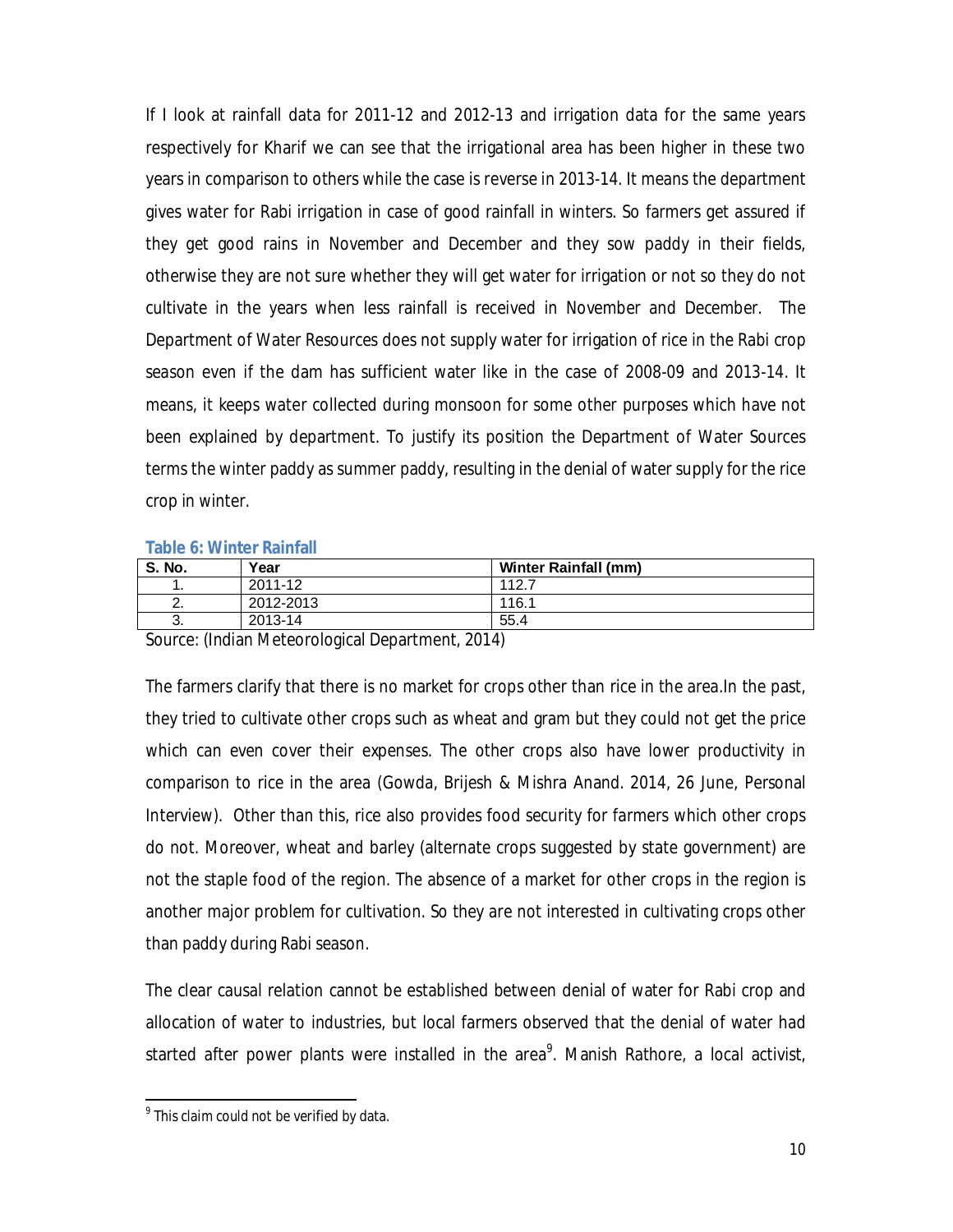If I look at rainfall data for 2011-12 and 2012-13 and irrigation data for the same years respectively for Kharif we can see that the irrigational area has been higher in these two years in comparison to others while the case is reverse in 2013-14. It means the department gives water for Rabi irrigation in case of good rainfall in winters. So farmers get assured if they get good rains in November and December and they sow paddy in their fields, otherwise they are not sure whether they will get water for irrigation or not so they do not cultivate in the years when less rainfall is received in November and December. The Department of Water Resources does not supply water for irrigation of rice in the Rabi crop season even if the dam has sufficient water like in the case of 2008-09 and 2013-14. It means, it keeps water collected during monsoon for some other purposes which have not been explained by department. To justify its position the Department of Water Sources terms the winter paddy as summer paddy, resulting in the denial of water supply for the rice crop in winter.

**Table 6: Winter Rainfall**

| S. No. | Year | Winter Rainfall (mm) |
|---|---|---|
| 1. | 2011-12 | 112.7 |
| 2. | 2012-2013 | 116.1 |
| 3. | 2013-14 | 55.4 |

Source: (Indian Meteorological Department, 2014)

The farmers clarify that there is no market for crops other than rice in the area.In the past, they tried to cultivate other crops such as wheat and gram but they could not get the price which can even cover their expenses. The other crops also have lower productivity in comparison to rice in the area (Gowda, Brijesh & Mishra Anand. 2014, 26 June, Personal Interview). Other than this, rice also provides food security for farmers which other crops do not. Moreover, wheat and barley (alternate crops suggested by state government) are not the staple food of the region. The absence of a market for other crops in the region is another major problem for cultivation. So they are not interested in cultivating crops other than paddy during Rabi season.

The clear causal relation cannot be established between denial of water for Rabi crop and allocation of water to industries, but local farmers observed that the denial of water had started after power plants were installed in the area[9]. Manish Rathore, a local activist,

[9] This claim could not be verified by data.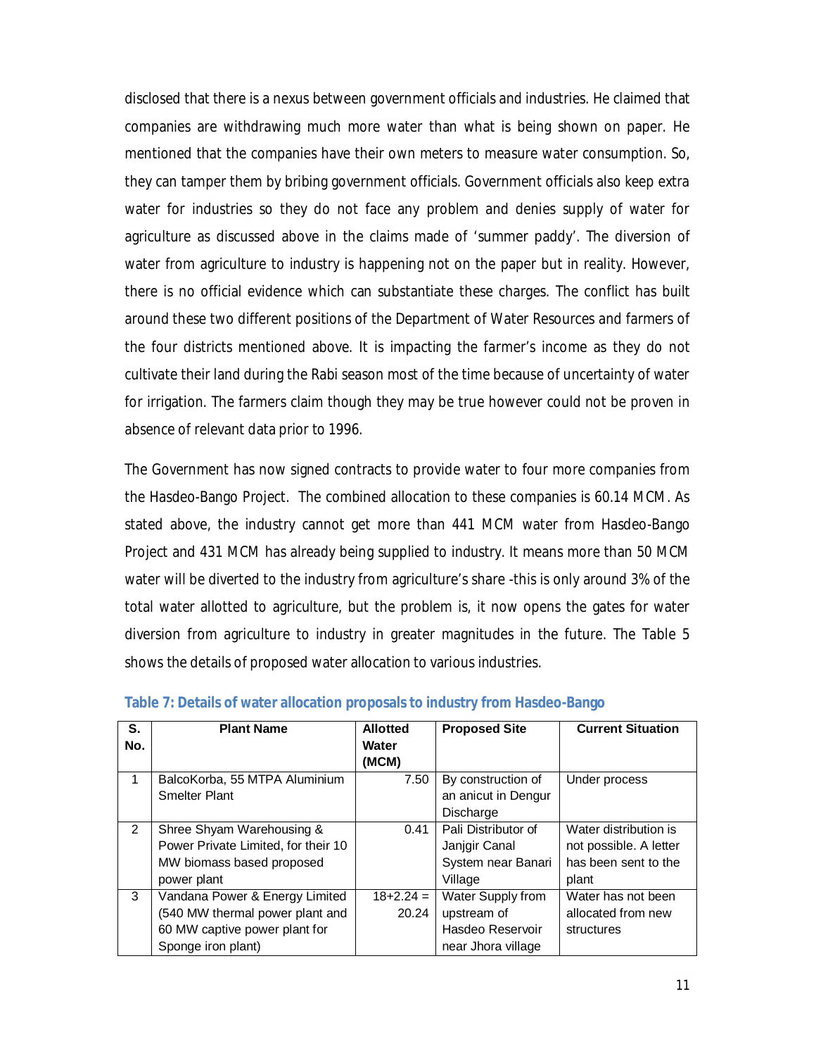disclosed that there is a nexus between government officials and industries. He claimed that companies are withdrawing much more water than what is being shown on paper. He mentioned that the companies have their own meters to measure water consumption. So, they can tamper them by bribing government officials. Government officials also keep extra water for industries so they do not face any problem and denies supply of water for agriculture as discussed above in the claims made of 'summer paddy'. The diversion of water from agriculture to industry is happening not on the paper but in reality. However, there is no official evidence which can substantiate these charges. The conflict has built around these two different positions of the Department of Water Resources and farmers of the four districts mentioned above. It is impacting the farmer's income as they do not cultivate their land during the Rabi season most of the time because of uncertainty of water for irrigation. The farmers claim though they may be true however could not be proven in absence of relevant data prior to 1996.

The Government has now signed contracts to provide water to four more companies from the Hasdeo-Bango Project. The combined allocation to these companies is 60.14 MCM. As stated above, the industry cannot get more than 441 MCM water from Hasdeo-Bango Project and 431 MCM has already being supplied to industry. It means more than 50 MCM water will be diverted to the industry from agriculture's share -this is only around 3% of the total water allotted to agriculture, but the problem is, it now opens the gates for water diversion from agriculture to industry in greater magnitudes in the future. The Table 5 shows the details of proposed water allocation to various industries.

**Table 7: Details of water allocation proposals to industry from Hasdeo-Bango**

| S. No. | Plant Name | Allotted Water (MCM) | Proposed Site | Current Situation |
|---|---|---|---|---|
| 1 | BalcoKorba, 55 MTPA Aluminium Smelter Plant | 7.50 | By construction of an anicut in Dengur Discharge | Under process |
| 2 | Shree Shyam Warehousing & Power Private Limited, for their 10 MW biomass based proposed power plant | 0.41 | Pali Distributor of Janjgir Canal System near Banari Village | Water distribution is not possible. A letter has been sent to the plant |
| 3 | Vandana Power & Energy Limited (540 MW thermal power plant and 60 MW captive power plant for Sponge iron plant) | 18+2.24 = 20.24 | Water Supply from upstream of Hasdeo Reservoir near Jhora village | Water has not been allocated from new structures |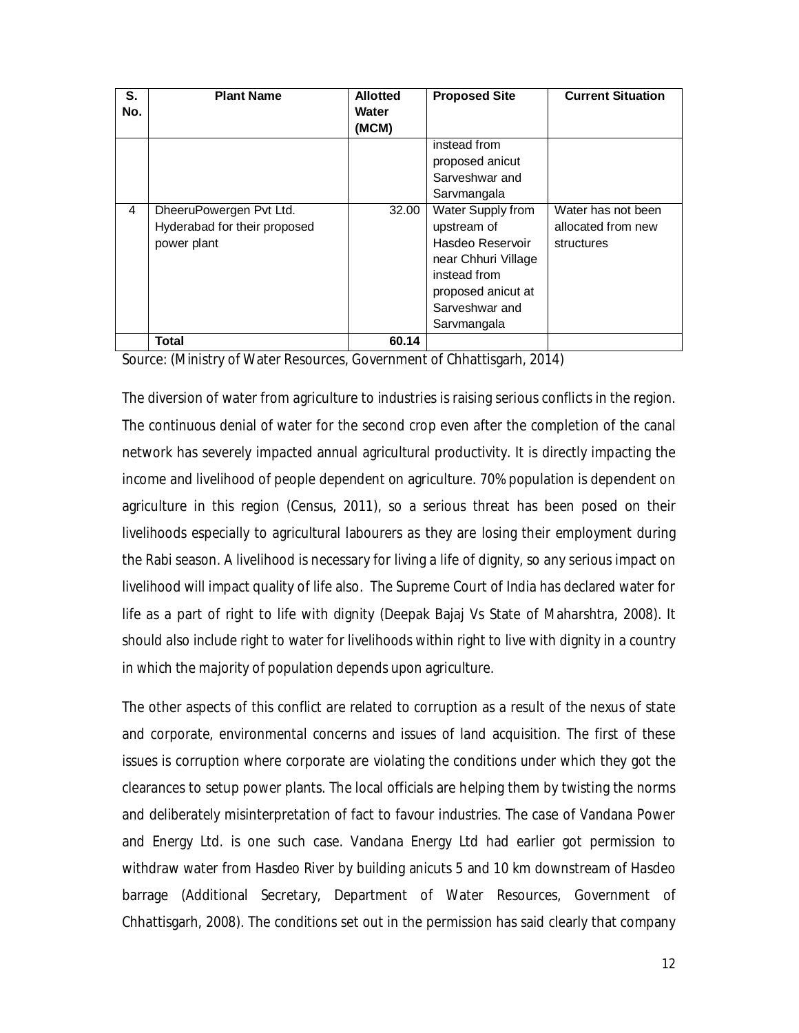| S. No. | Plant Name | Allotted Water (MCM) | Proposed Site | Current Situation |
|---|---|---|---|---|
| | | | instead from proposed anicut Sarveshwar and Sarvmangala | |
| 4 | DheeruPowergen Pvt Ltd. Hyderabad for their proposed power plant | 32.00 | Water Supply from upstream of Hasdeo Reservoir near Chhuri Village instead from proposed anicut at Sarveshwar and Sarvmangala | Water has not been allocated from new structures |
| | **Total** | **60.14** | | |

Source: (Ministry of Water Resources, Government of Chhattisgarh, 2014)

The diversion of water from agriculture to industries is raising serious conflicts in the region. The continuous denial of water for the second crop even after the completion of the canal network has severely impacted annual agricultural productivity. It is directly impacting the income and livelihood of people dependent on agriculture. 70% population is dependent on agriculture in this region (Census, 2011), so a serious threat has been posed on their livelihoods especially to agricultural labourers as they are losing their employment during the Rabi season. A livelihood is necessary for living a life of dignity, so any serious impact on livelihood will impact quality of life also. The Supreme Court of India has declared water for life as a part of right to life with dignity (Deepak Bajaj Vs State of Maharshtra, 2008). It should also include right to water for livelihoods within right to live with dignity in a country in which the majority of population depends upon agriculture.

The other aspects of this conflict are related to corruption as a result of the nexus of state and corporate, environmental concerns and issues of land acquisition. The first of these issues is corruption where corporate are violating the conditions under which they got the clearances to setup power plants. The local officials are helping them by twisting the norms and deliberately misinterpretation of fact to favour industries. The case of Vandana Power and Energy Ltd. is one such case. Vandana Energy Ltd had earlier got permission to withdraw water from Hasdeo River by building anicuts 5 and 10 km downstream of Hasdeo barrage (Additional Secretary, Department of Water Resources, Government of Chhattisgarh, 2008). The conditions set out in the permission has said clearly that company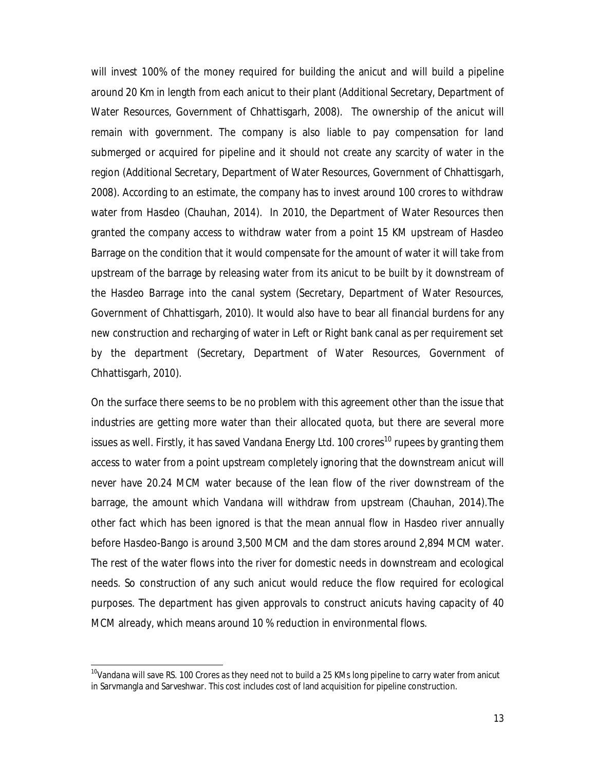will invest 100% of the money required for building the anicut and will build a pipeline around 20 Km in length from each anicut to their plant (Additional Secretary, Department of Water Resources, Government of Chhattisgarh, 2008). The ownership of the anicut will remain with government. The company is also liable to pay compensation for land submerged or acquired for pipeline and it should not create any scarcity of water in the region (Additional Secretary, Department of Water Resources, Government of Chhattisgarh, 2008). According to an estimate, the company has to invest around 100 crores to withdraw water from Hasdeo (Chauhan, 2014). In 2010, the Department of Water Resources then granted the company access to withdraw water from a point 15 KM upstream of Hasdeo Barrage on the condition that it would compensate for the amount of water it will take from upstream of the barrage by releasing water from its anicut to be built by it downstream of the Hasdeo Barrage into the canal system (Secretary, Department of Water Resources, Government of Chhattisgarh, 2010). It would also have to bear all financial burdens for any new construction and recharging of water in Left or Right bank canal as per requirement set by the department (Secretary, Department of Water Resources, Government of Chhattisgarh, 2010).

On the surface there seems to be no problem with this agreement other than the issue that industries are getting more water than their allocated quota, but there are several more issues as well. Firstly, it has saved Vandana Energy Ltd. 100 crores[10] rupees by granting them access to water from a point upstream completely ignoring that the downstream anicut will never have 20.24 MCM water because of the lean flow of the river downstream of the barrage, the amount which Vandana will withdraw from upstream (Chauhan, 2014).The other fact which has been ignored is that the mean annual flow in Hasdeo river annually before Hasdeo-Bango is around 3,500 MCM and the dam stores around 2,894 MCM water. The rest of the water flows into the river for domestic needs in downstream and ecological needs. So construction of any such anicut would reduce the flow required for ecological purposes. The department has given approvals to construct anicuts having capacity of 40 MCM already, which means around 10 % reduction in environmental flows.

[10] Vandana will save RS. 100 Crores as they need not to build a 25 KMs long pipeline to carry water from anicut in Sarvmangla and Sarveshwar. This cost includes cost of land acquisition for pipeline construction.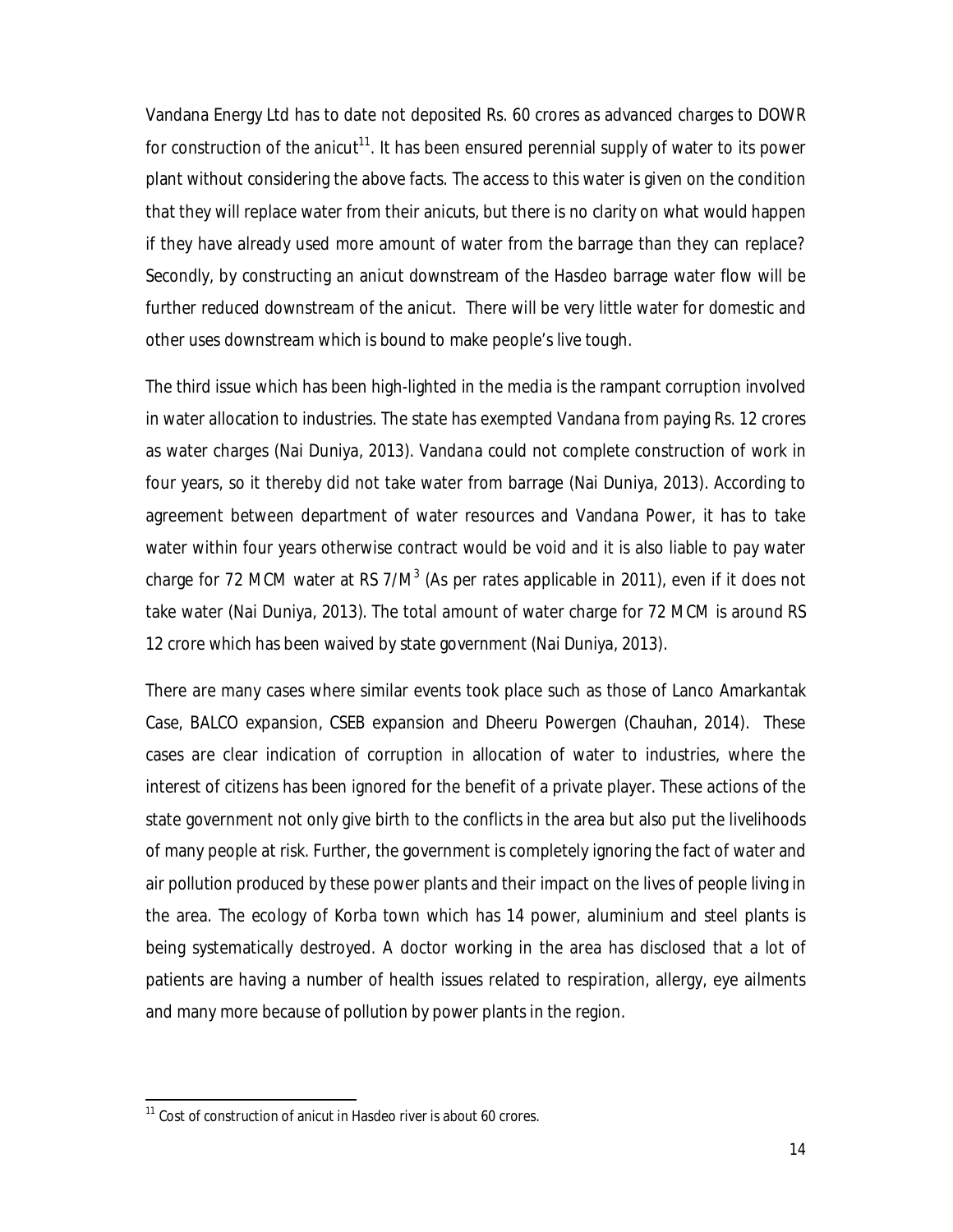Vandana Energy Ltd has to date not deposited Rs. 60 crores as advanced charges to DOWR for construction of the anicut[11]. It has been ensured perennial supply of water to its power plant without considering the above facts. The access to this water is given on the condition that they will replace water from their anicuts, but there is no clarity on what would happen if they have already used more amount of water from the barrage than they can replace? Secondly, by constructing an anicut downstream of the Hasdeo barrage water flow will be further reduced downstream of the anicut. There will be very little water for domestic and other uses downstream which is bound to make people's live tough.

The third issue which has been high-lighted in the media is the rampant corruption involved in water allocation to industries. The state has exempted Vandana from paying Rs. 12 crores as water charges (Nai Duniya, 2013). Vandana could not complete construction of work in four years, so it thereby did not take water from barrage (Nai Duniya, 2013). According to agreement between department of water resources and Vandana Power, it has to take water within four years otherwise contract would be void and it is also liable to pay water charge for 72 MCM water at RS $7/M^3$ (As per rates applicable in 2011), even if it does not take water (Nai Duniya, 2013). The total amount of water charge for 72 MCM is around RS 12 crore which has been waived by state government (Nai Duniya, 2013).

There are many cases where similar events took place such as those of Lanco Amarkantak Case, BALCO expansion, CSEB expansion and Dheeru Powergen (Chauhan, 2014). These cases are clear indication of corruption in allocation of water to industries, where the interest of citizens has been ignored for the benefit of a private player. These actions of the state government not only give birth to the conflicts in the area but also put the livelihoods of many people at risk. Further, the government is completely ignoring the fact of water and air pollution produced by these power plants and their impact on the lives of people living in the area. The ecology of Korba town which has 14 power, aluminium and steel plants is being systematically destroyed. A doctor working in the area has disclosed that a lot of patients are having a number of health issues related to respiration, allergy, eye ailments and many more because of pollution by power plants in the region.

[11] Cost of construction of anicut in Hasdeo river is about 60 crores.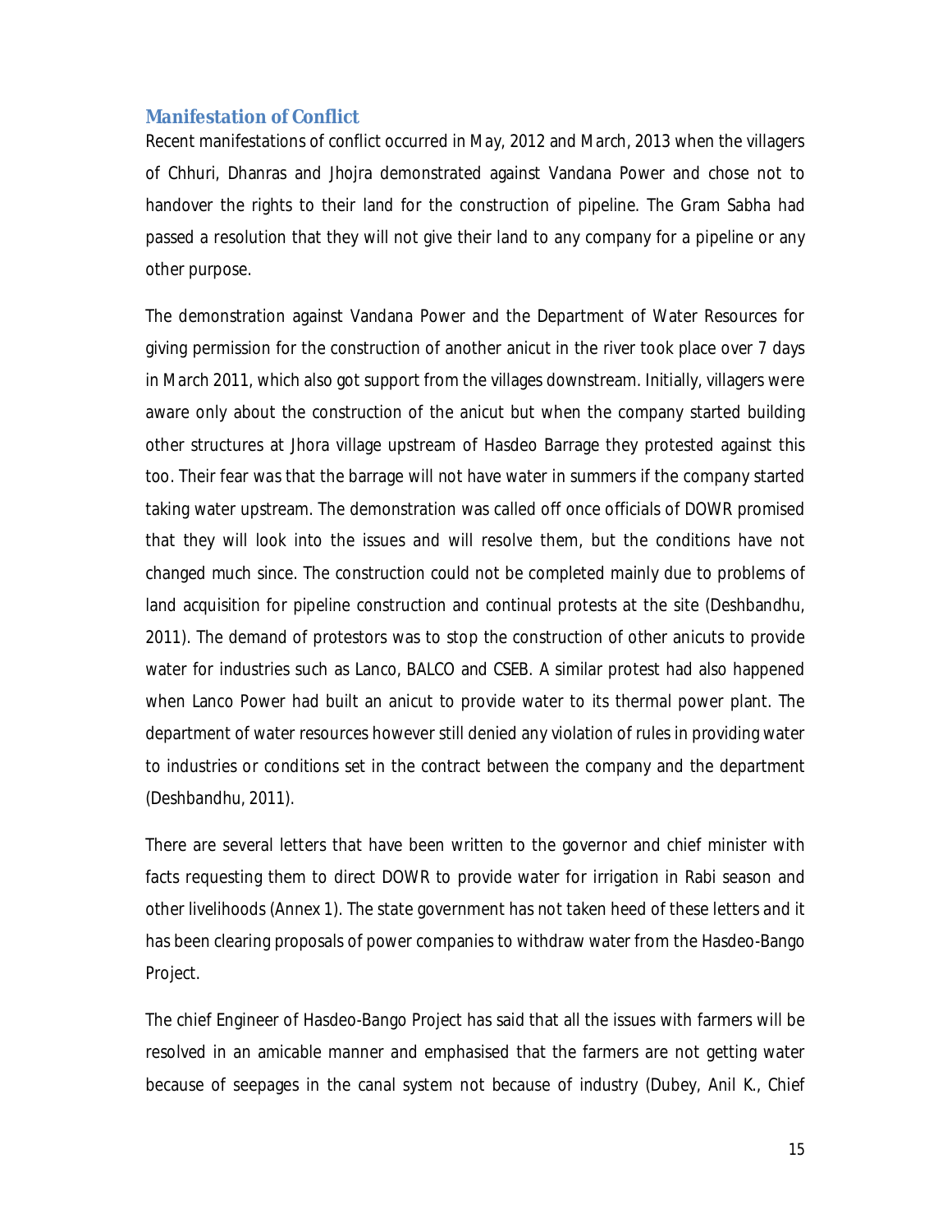## Manifestation of Conflict

Recent manifestations of conflict occurred in May, 2012 and March, 2013 when the villagers of Chhuri, Dhanras and Jhojra demonstrated against Vandana Power and chose not to handover the rights to their land for the construction of pipeline. The Gram Sabha had passed a resolution that they will not give their land to any company for a pipeline or any other purpose.

The demonstration against Vandana Power and the Department of Water Resources for giving permission for the construction of another anicut in the river took place over 7 days in March 2011, which also got support from the villages downstream. Initially, villagers were aware only about the construction of the anicut but when the company started building other structures at Jhora village upstream of Hasdeo Barrage they protested against this too. Their fear was that the barrage will not have water in summers if the company started taking water upstream. The demonstration was called off once officials of DOWR promised that they will look into the issues and will resolve them, but the conditions have not changed much since. The construction could not be completed mainly due to problems of land acquisition for pipeline construction and continual protests at the site (Deshbandhu, 2011). The demand of protestors was to stop the construction of other anicuts to provide water for industries such as Lanco, BALCO and CSEB. A similar protest had also happened when Lanco Power had built an anicut to provide water to its thermal power plant. The department of water resources however still denied any violation of rules in providing water to industries or conditions set in the contract between the company and the department (Deshbandhu, 2011).

There are several letters that have been written to the governor and chief minister with facts requesting them to direct DOWR to provide water for irrigation in Rabi season and other livelihoods (Annex 1). The state government has not taken heed of these letters and it has been clearing proposals of power companies to withdraw water from the Hasdeo-Bango Project.

The chief Engineer of Hasdeo-Bango Project has said that all the issues with farmers will be resolved in an amicable manner and emphasised that the farmers are not getting water because of seepages in the canal system not because of industry (Dubey, Anil K., Chief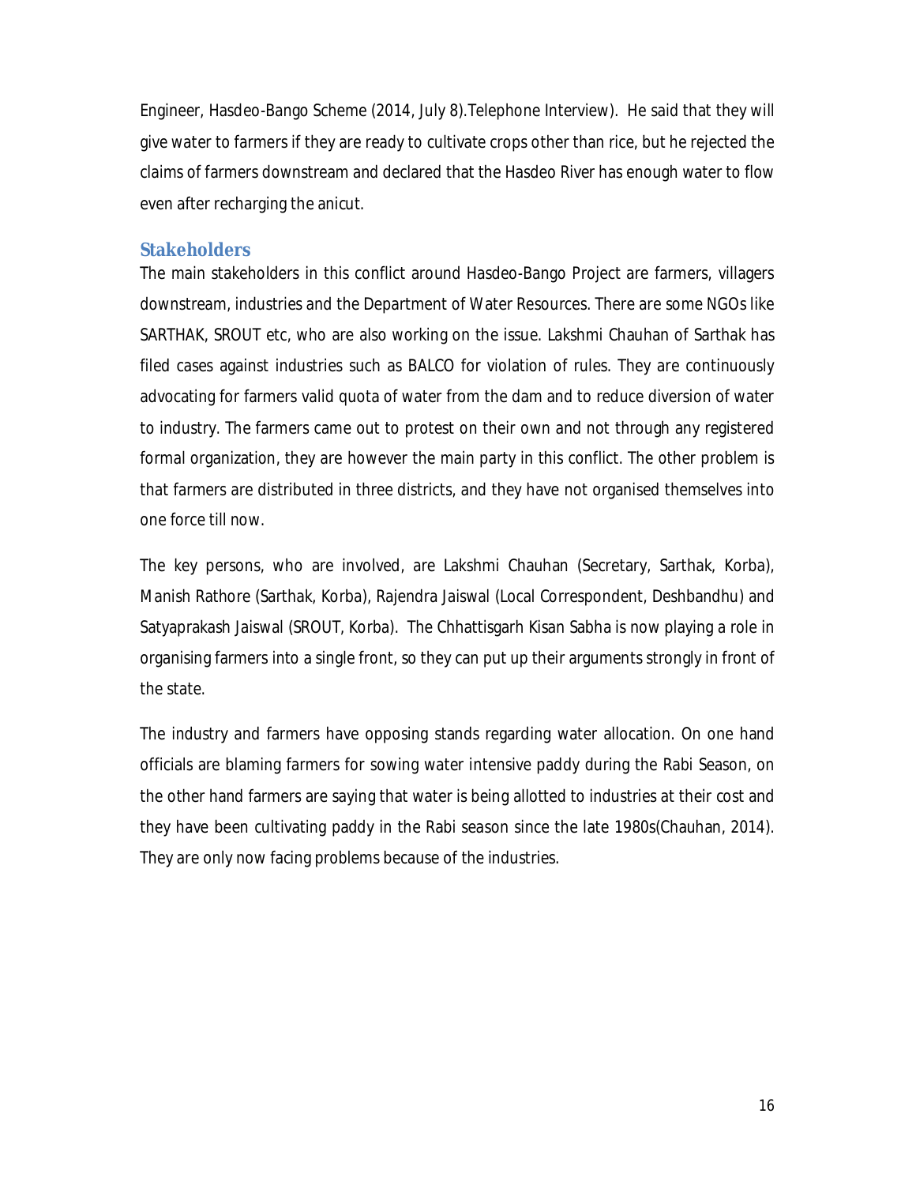Engineer, Hasdeo-Bango Scheme (2014, July 8).Telephone Interview). He said that they will give water to farmers if they are ready to cultivate crops other than rice, but he rejected the claims of farmers downstream and declared that the Hasdeo River has enough water to flow even after recharging the anicut.

## Stakeholders

The main stakeholders in this conflict around Hasdeo-Bango Project are farmers, villagers downstream, industries and the Department of Water Resources. There are some NGOs like SARTHAK, SROUT etc, who are also working on the issue. Lakshmi Chauhan of Sarthak has filed cases against industries such as BALCO for violation of rules. They are continuously advocating for farmers valid quota of water from the dam and to reduce diversion of water to industry. The farmers came out to protest on their own and not through any registered formal organization, they are however the main party in this conflict. The other problem is that farmers are distributed in three districts, and they have not organised themselves into one force till now.

The key persons, who are involved, are Lakshmi Chauhan (Secretary, Sarthak, Korba), Manish Rathore (Sarthak, Korba), Rajendra Jaiswal (Local Correspondent, Deshbandhu) and Satyaprakash Jaiswal (SROUT, Korba). The Chhattisgarh Kisan Sabha is now playing a role in organising farmers into a single front, so they can put up their arguments strongly in front of the state.

The industry and farmers have opposing stands regarding water allocation. On one hand officials are blaming farmers for sowing water intensive paddy during the Rabi Season, on the other hand farmers are saying that water is being allotted to industries at their cost and they have been cultivating paddy in the Rabi season since the late 1980s(Chauhan, 2014). They are only now facing problems because of the industries.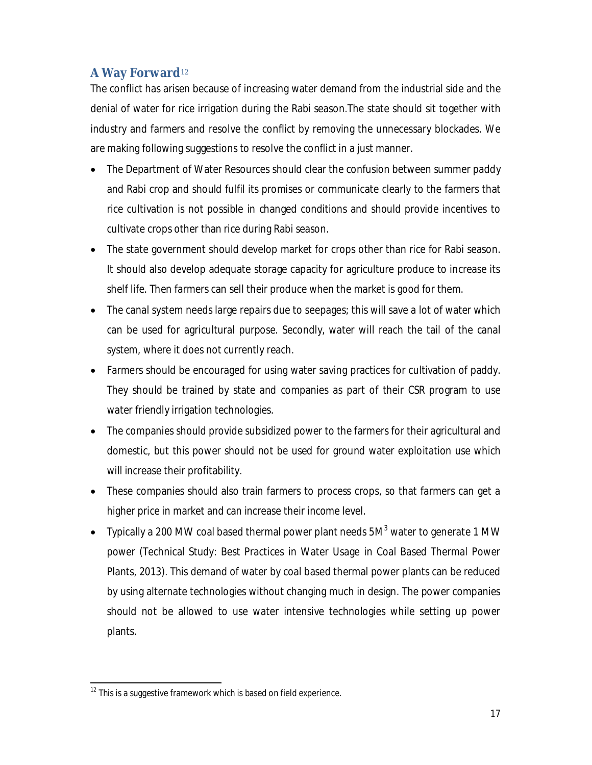## A Way Forward[12]

The conflict has arisen because of increasing water demand from the industrial side and the denial of water for rice irrigation during the Rabi season.The state should sit together with industry and farmers and resolve the conflict by removing the unnecessary blockades. We are making following suggestions to resolve the conflict in a just manner.

- The Department of Water Resources should clear the confusion between summer paddy and Rabi crop and should fulfil its promises or communicate clearly to the farmers that rice cultivation is not possible in changed conditions and should provide incentives to cultivate crops other than rice during Rabi season.
- The state government should develop market for crops other than rice for Rabi season. It should also develop adequate storage capacity for agriculture produce to increase its shelf life. Then farmers can sell their produce when the market is good for them.
- The canal system needs large repairs due to seepages; this will save a lot of water which can be used for agricultural purpose. Secondly, water will reach the tail of the canal system, where it does not currently reach.
- Farmers should be encouraged for using water saving practices for cultivation of paddy. They should be trained by state and companies as part of their CSR program to use water friendly irrigation technologies.
- The companies should provide subsidized power to the farmers for their agricultural and domestic, but this power should not be used for ground water exploitation use which will increase their profitability.
- These companies should also train farmers to process crops, so that farmers can get a higher price in market and can increase their income level.
- Typically a 200 MW coal based thermal power plant needs 5$M^3$ water to generate 1 MW power (Technical Study: Best Practices in Water Usage in Coal Based Thermal Power Plants, 2013). This demand of water by coal based thermal power plants can be reduced by using alternate technologies without changing much in design. The power companies should not be allowed to use water intensive technologies while setting up power plants.

---

[12] This is a suggestive framework which is based on field experience.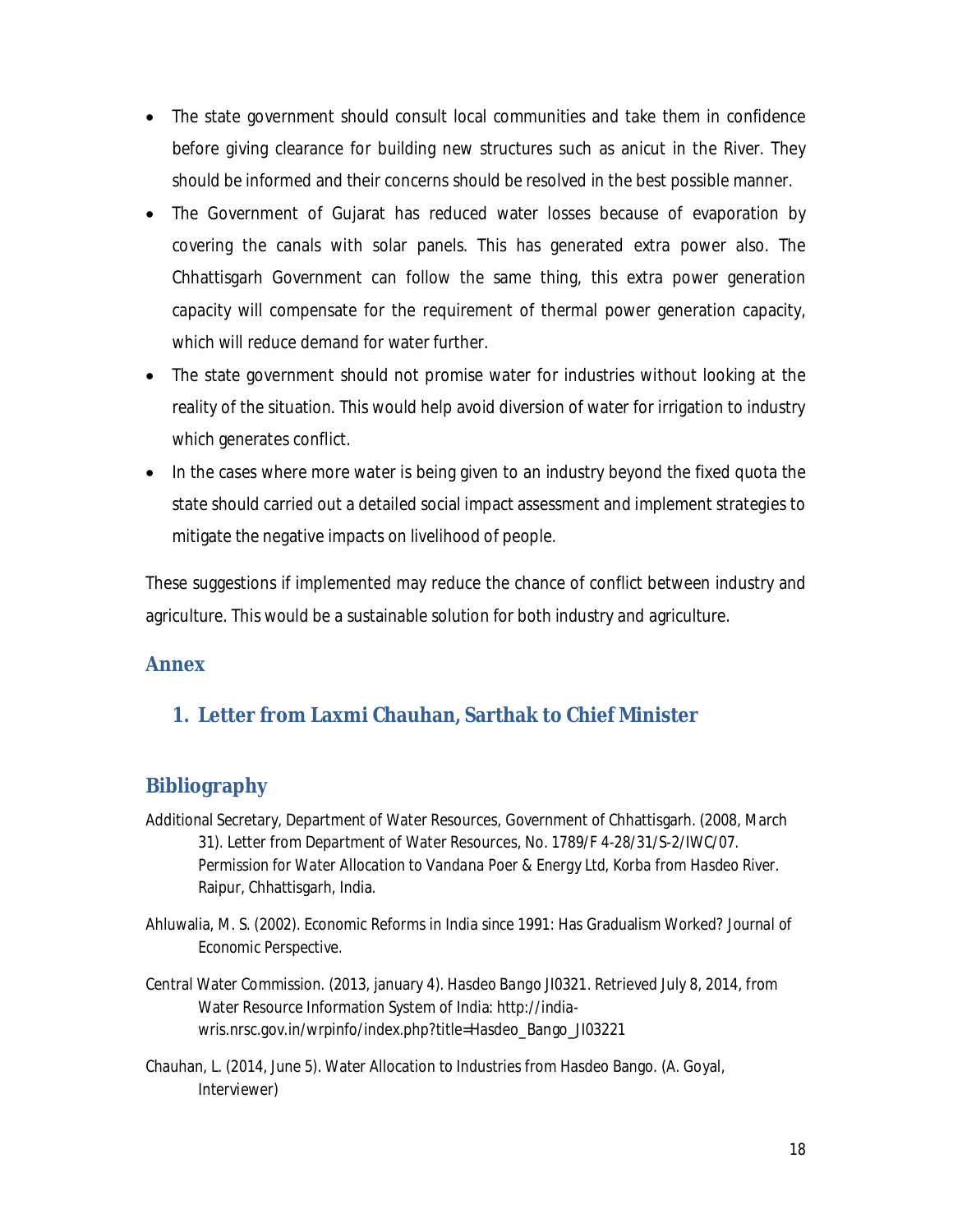- The state government should consult local communities and take them in confidence before giving clearance for building new structures such as anicut in the River. They should be informed and their concerns should be resolved in the best possible manner.
- The Government of Gujarat has reduced water losses because of evaporation by covering the canals with solar panels. This has generated extra power also. The Chhattisgarh Government can follow the same thing, this extra power generation capacity will compensate for the requirement of thermal power generation capacity, which will reduce demand for water further.
- The state government should not promise water for industries without looking at the reality of the situation. This would help avoid diversion of water for irrigation to industry which generates conflict.
- In the cases where more water is being given to an industry beyond the fixed quota the state should carried out a detailed social impact assessment and implement strategies to mitigate the negative impacts on livelihood of people.

These suggestions if implemented may reduce the chance of conflict between industry and agriculture. This would be a sustainable solution for both industry and agriculture.

## Annex

### 1. Letter from Laxmi Chauhan, Sarthak to Chief Minister

## Bibliography

Additional Secretary, Department of Water Resources, Government of Chhattisgarh. (2008, March 31). Letter from Department of Water Resources, No. 1789/F 4-28/31/S-2/IWC/07. *Permission for Water Allocation to Vandana Poer & Energy Ltd, Korba from Hasdeo River*. Raipur, Chhattisgarh, India.

Ahluwalia, M. S. (2002). Economic Reforms in India since 1991: Has Gradualism Worked? *Journal of Economic Perspective*.

Central Water Commission. (2013, january 4). *Hasdeo Bango JI0321*. Retrieved July 8, 2014, from Water Resource Information System of India: http://india-wris.nrsc.gov.in/wrpinfo/index.php?title=Hasdeo_Bango_JI03221

Chauhan, L. (2014, June 5). Water Allocation to Industries from Hasdeo Bango. (A. Goyal, Interviewer)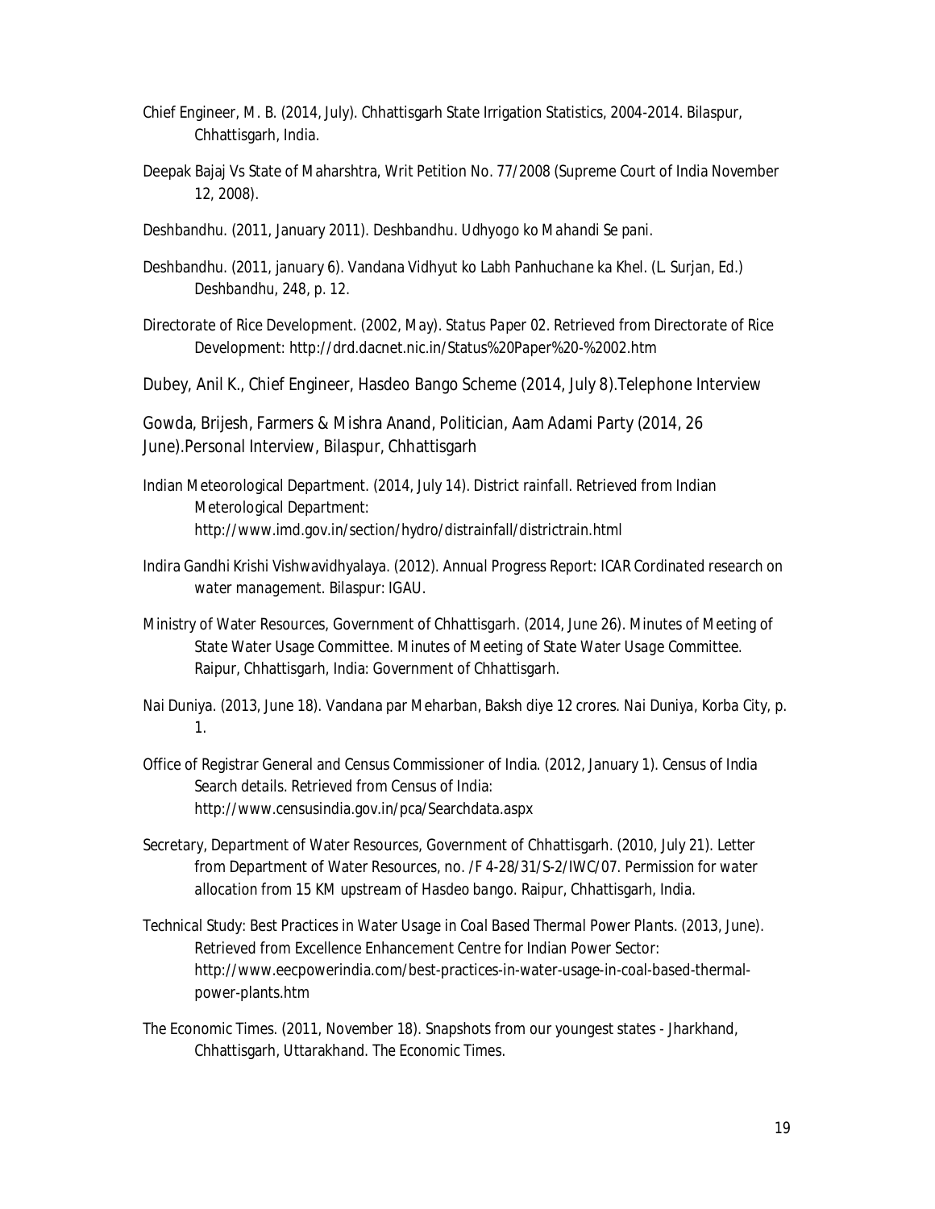Chief Engineer, M. B. (2014, July). Chhattisgarh State Irrigation Statistics, 2004-2014. Bilaspur, Chhattisgarh, India.

Deepak Bajaj Vs State of Maharshtra, Writ Petition No. 77/2008 (Supreme Court of India November 12, 2008).

Deshbandhu. (2011, January 2011). Deshbandhu. *Udhyogo ko Mahandi Se pani*.

Deshbandhu. (2011, january 6). Vandana Vidhyut ko Labh Panhuchane ka Khel. (L. Surjan, Ed.) *Deshbandhu, 248*, p. 12.

Directorate of Rice Development. (2002, May). *Status Paper 02*. Retrieved from Directorate of Rice Development: http://drd.dacnet.nic.in/Status%20Paper%20-%2002.htm

Dubey, Anil K., Chief Engineer, Hasdeo Bango Scheme (2014, July 8).Telephone Interview

Gowda, Brijesh, Farmers & Mishra Anand, Politician, Aam Adami Party (2014, 26 June).Personal Interview, Bilaspur, Chhattisgarh

Indian Meteorological Department. (2014, July 14). *District rainfall*. Retrieved from Indian Meterological Department: http://www.imd.gov.in/section/hydro/distrainfall/districtrain.html

Indira Gandhi Krishi Vishwavidhyalaya. (2012). *Annual Progress Report: ICAR Cordinated research on water management*. Bilaspur: IGAU.

Ministry of Water Resources, Government of Chhattisgarh. (2014, June 26). Minutes of Meeting of State Water Usage Committee. *Minutes of Meeting of State Water Usage Committee*. Raipur, Chhattisgarh, India: Government of Chhattisgarh.

Nai Duniya. (2013, June 18). Vandana par Meharban, Baksh diye 12 crores. *Nai Duniya, Korba City*, p. 1.

Office of Registrar General and Census Commissioner of India. (2012, January 1). *Census of India Search details*. Retrieved from Census of India: http://www.censusindia.gov.in/pca/Searchdata.aspx

Secretary, Department of Water Resources, Government of Chhattisgarh. (2010, July 21). Letter from Department of Water Resources, no. /F 4-28/31/S-2/IWC/07. *Permission for water allocation from 15 KM upstream of Hasdeo bango*. Raipur, Chhattisgarh, India.

*Technical Study: Best Practices in Water Usage in Coal Based Thermal Power Plants*. (2013, June). Retrieved from Excellence Enhancement Centre for Indian Power Sector: http://www.eecpowerindia.com/best-practices-in-water-usage-in-coal-based-thermal-power-plants.htm

The Economic Times. (2011, November 18). Snapshots from our youngest states - Jharkhand, Chhattisgarh, Uttarakhand. *The Economic Times*.